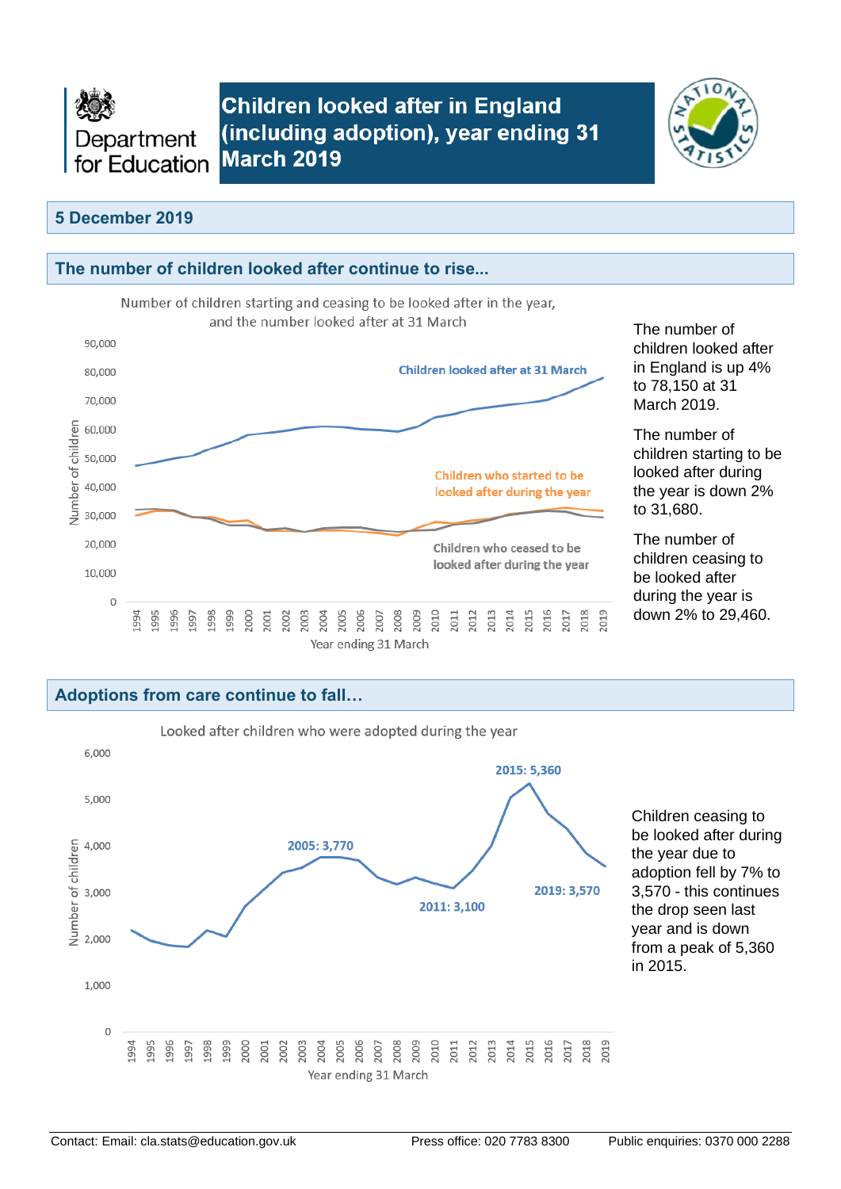Department for Education

# Children looked after in England (including adoption), year ending 31 March 2019

**5 December 2019**

## The number of children looked after continue to rise...

Number of children starting and ceasing to be looked after in the year, and the number looked after at 31 March

The number of children looked after in England is up 4% to 78,150 at 31 March 2019.

The number of children starting to be looked after during the year is down 2% to 31,680.

The number of children ceasing to be looked after during the year is down 2% to 29,460.

## Adoptions from care continue to fall…

Looked after children who were adopted during the year

Children ceasing to be looked after during the year due to adoption fell by 7% to 3,570 - this continues the drop seen last year and is down from a peak of 5,360 in 2015.

Contact: Email: cla.stats@education.gov.uk Press office: 020 7783 8300 Public enquiries: 0370 000 2288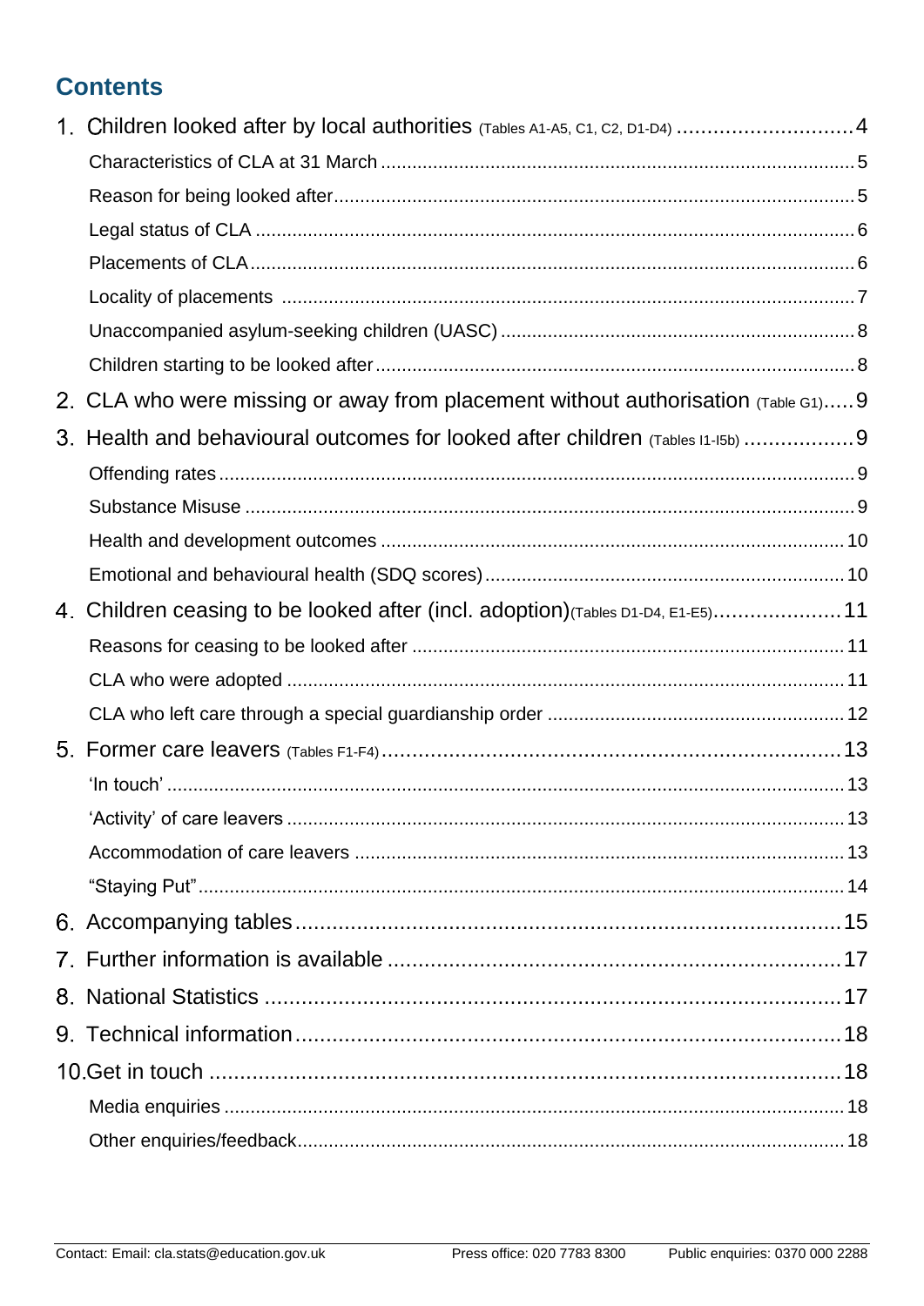## Contents

1. Children looked after by local authorities (Tables A1-A5, C1, C2, D1-D4) ............................ 4
   - Characteristics of CLA at 31 March ............................ 5
   - Reason for being looked after ............................ 5
   - Legal status of CLA ............................ 6
   - Placements of CLA ............................ 6
   - Locality of placements ............................ 7
   - Unaccompanied asylum-seeking children (UASC) ............................ 8
   - Children starting to be looked after ............................ 8
2. CLA who were missing or away from placement without authorisation (Table G1) ..... 9
3. Health and behavioural outcomes for looked after children (Tables I1-I5b) ............................ 9
   - Offending rates ............................ 9
   - Substance Misuse ............................ 9
   - Health and development outcomes ............................ 10
   - Emotional and behavioural health (SDQ scores) ............................ 10
4. Children ceasing to be looked after (incl. adoption) (Tables D1-D4, E1-E5) ............................ 11
   - Reasons for ceasing to be looked after ............................ 11
   - CLA who were adopted ............................ 11
   - CLA who left care through a special guardianship order ............................ 12
5. Former care leavers (Tables F1-F4) ............................ 13
   - 'In touch' ............................ 13
   - 'Activity' of care leavers ............................ 13
   - Accommodation of care leavers ............................ 13
   - "Staying Put" ............................ 14
6. Accompanying tables ............................ 15
7. Further information is available ............................ 17
8. National Statistics ............................ 17
9. Technical information ............................ 18
10. Get in touch ............................ 18
    - Media enquiries ............................ 18
    - Other enquiries/feedback ............................ 18

Contact: Email: cla.stats@education.gov.uk Press office: 020 7783 8300 Public enquiries: 0370 000 2288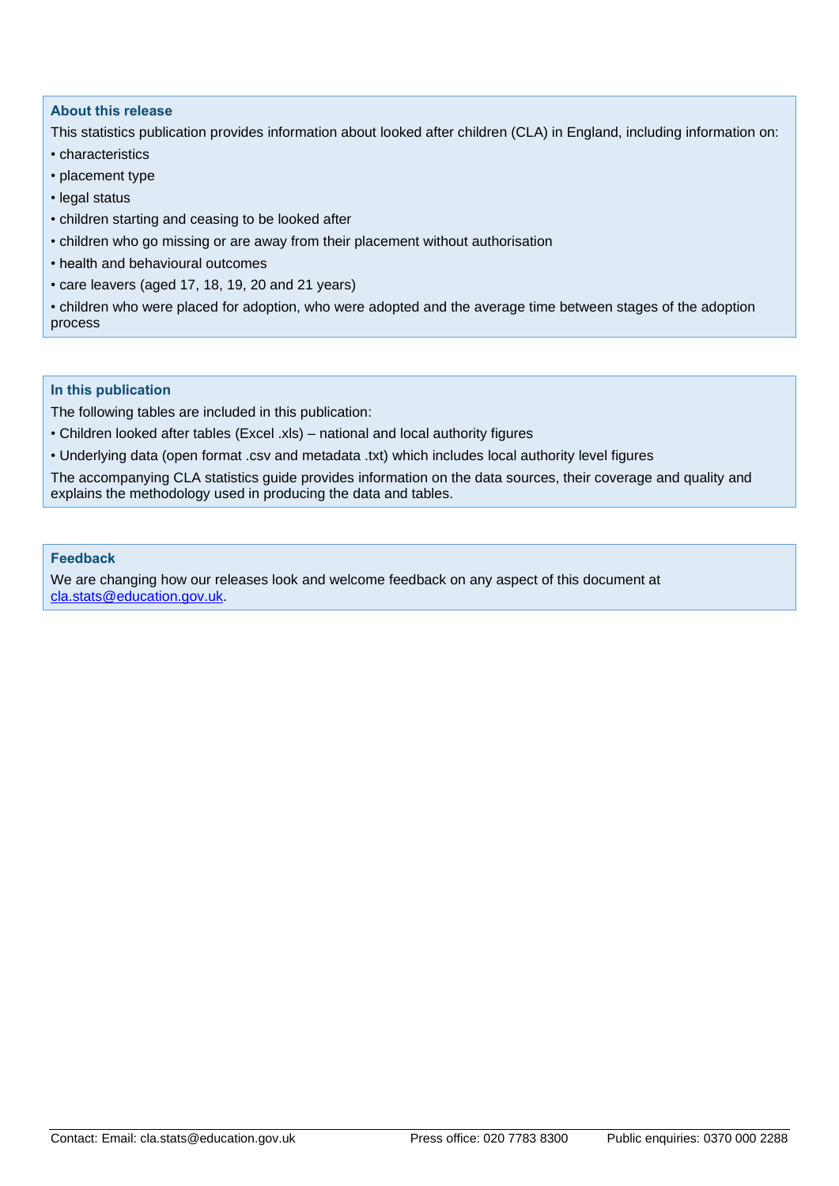### About this release

This statistics publication provides information about looked after children (CLA) in England, including information on:

- characteristics
- placement type
- legal status
- children starting and ceasing to be looked after
- children who go missing or are away from their placement without authorisation
- health and behavioural outcomes
- care leavers (aged 17, 18, 19, 20 and 21 years)
- children who were placed for adoption, who were adopted and the average time between stages of the adoption process

### In this publication

The following tables are included in this publication:

- Children looked after tables (Excel .xls) – national and local authority figures
- Underlying data (open format .csv and metadata .txt) which includes local authority level figures

The accompanying CLA statistics guide provides information on the data sources, their coverage and quality and explains the methodology used in producing the data and tables.

### Feedback

We are changing how our releases look and welcome feedback on any aspect of this document at cla.stats@education.gov.uk.

Contact: Email: cla.stats@education.gov.uk Press office: 020 7783 8300 Public enquiries: 0370 000 2288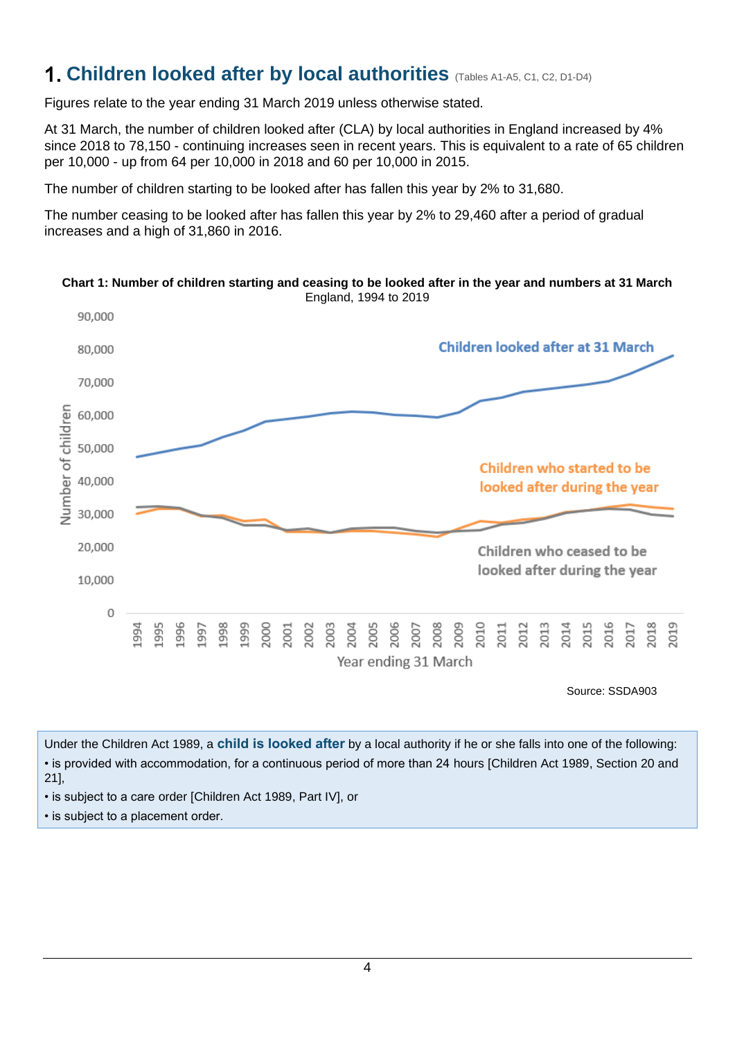# 1. Children looked after by local authorities (Tables A1-A5, C1, C2, D1-D4)

Figures relate to the year ending 31 March 2019 unless otherwise stated.

At 31 March, the number of children looked after (CLA) by local authorities in England increased by 4% since 2018 to 78,150 - continuing increases seen in recent years. This is equivalent to a rate of 65 children per 10,000 - up from 64 per 10,000 in 2018 and 60 per 10,000 in 2015.

The number of children starting to be looked after has fallen this year by 2% to 31,680.

The number ceasing to be looked after has fallen this year by 2% to 29,460 after a period of gradual increases and a high of 31,860 in 2016.

**Chart 1: Number of children starting and ceasing to be looked after in the year and numbers at 31 March**
England, 1994 to 2019

Source: SSDA903

Under the Children Act 1989, a **child is looked after** by a local authority if he or she falls into one of the following:

- is provided with accommodation, for a continuous period of more than 24 hours [Children Act 1989, Section 20 and 21],
- is subject to a care order [Children Act 1989, Part IV], or
- is subject to a placement order.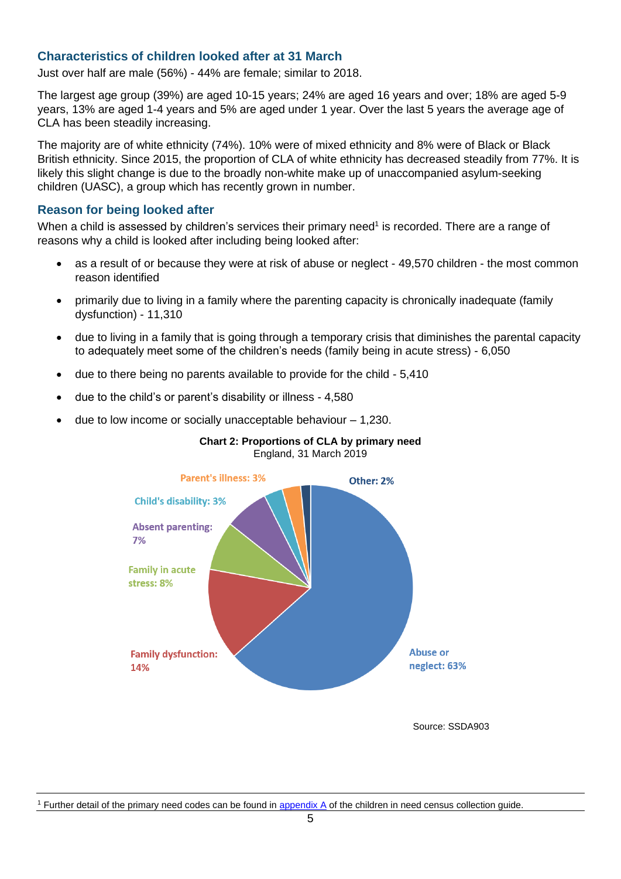### Characteristics of children looked after at 31 March

Just over half are male (56%) - 44% are female; similar to 2018.

The largest age group (39%) are aged 10-15 years; 24% are aged 16 years and over; 18% are aged 5-9 years, 13% are aged 1-4 years and 5% are aged under 1 year. Over the last 5 years the average age of CLA has been steadily increasing.

The majority are of white ethnicity (74%). 10% were of mixed ethnicity and 8% were of Black or Black British ethnicity. Since 2015, the proportion of CLA of white ethnicity has decreased steadily from 77%. It is likely this slight change is due to the broadly non-white make up of unaccompanied asylum-seeking children (UASC), a group which has recently grown in number.

### Reason for being looked after

When a child is assessed by children's services their primary need[1] is recorded. There are a range of reasons why a child is looked after including being looked after:

- as a result of or because they were at risk of abuse or neglect - 49,570 children - the most common reason identified
- primarily due to living in a family where the parenting capacity is chronically inadequate (family dysfunction) - 11,310
- due to living in a family that is going through a temporary crisis that diminishes the parental capacity to adequately meet some of the children's needs (family being in acute stress) - 6,050
- due to there being no parents available to provide for the child - 5,410
- due to the child's or parent's disability or illness - 4,580
- due to low income or socially unacceptable behaviour – 1,230.

**Chart 2: Proportions of CLA by primary need**
England, 31 March 2019

Parent's illness: 3%
Other: 2%
Child's disability: 3%
Absent parenting: 7%
Family in acute stress: 8%
Family dysfunction: 14%
Abuse or neglect: 63%

Source: SSDA903

[1] Further detail of the primary need codes can be found in appendix A of the children in need census collection guide.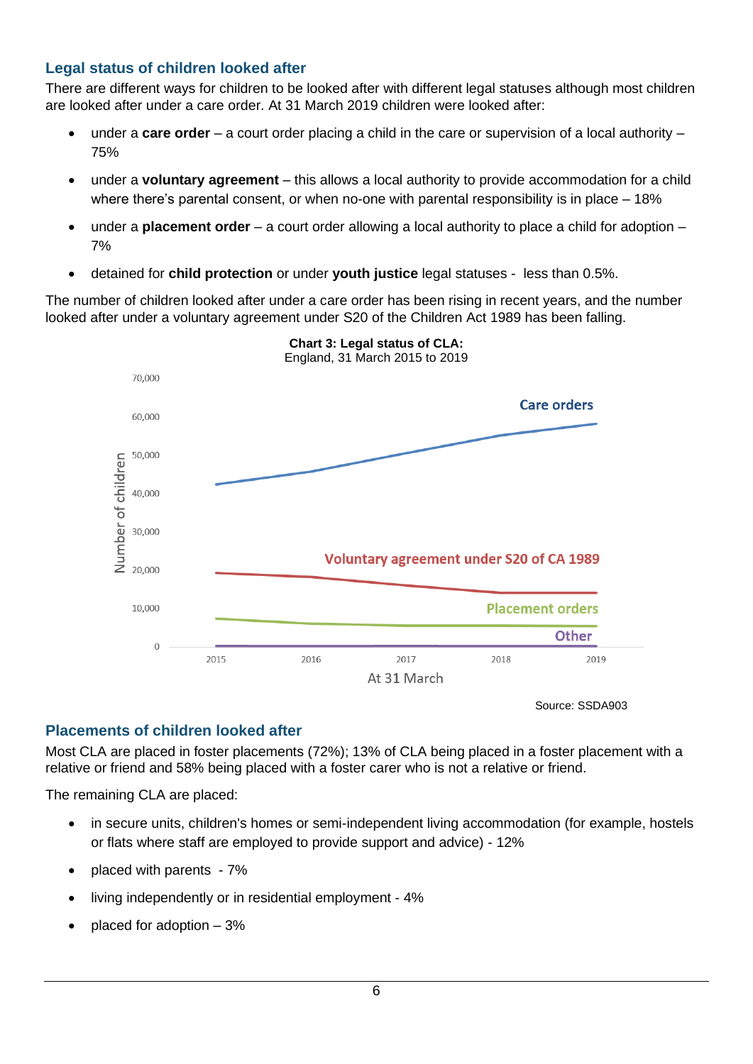## Legal status of children looked after

There are different ways for children to be looked after with different legal statuses although most children are looked after under a care order. At 31 March 2019 children were looked after:

- under a **care order** – a court order placing a child in the care or supervision of a local authority – 75%
- under a **voluntary agreement** – this allows a local authority to provide accommodation for a child where there's parental consent, or when no-one with parental responsibility is in place – 18%
- under a **placement order** – a court order allowing a local authority to place a child for adoption – 7%
- detained for **child protection** or under **youth justice** legal statuses - less than 0.5%.

The number of children looked after under a care order has been rising in recent years, and the number looked after under a voluntary agreement under S20 of the Children Act 1989 has been falling.

**Chart 3: Legal status of CLA:**
England, 31 March 2015 to 2019

Source: SSDA903

## Placements of children looked after

Most CLA are placed in foster placements (72%); 13% of CLA being placed in a foster placement with a relative or friend and 58% being placed with a foster carer who is not a relative or friend.

The remaining CLA are placed:

- in secure units, children's homes or semi-independent living accommodation (for example, hostels or flats where staff are employed to provide support and advice) - 12%
- placed with parents - 7%
- living independently or in residential employment - 4%
- placed for adoption – 3%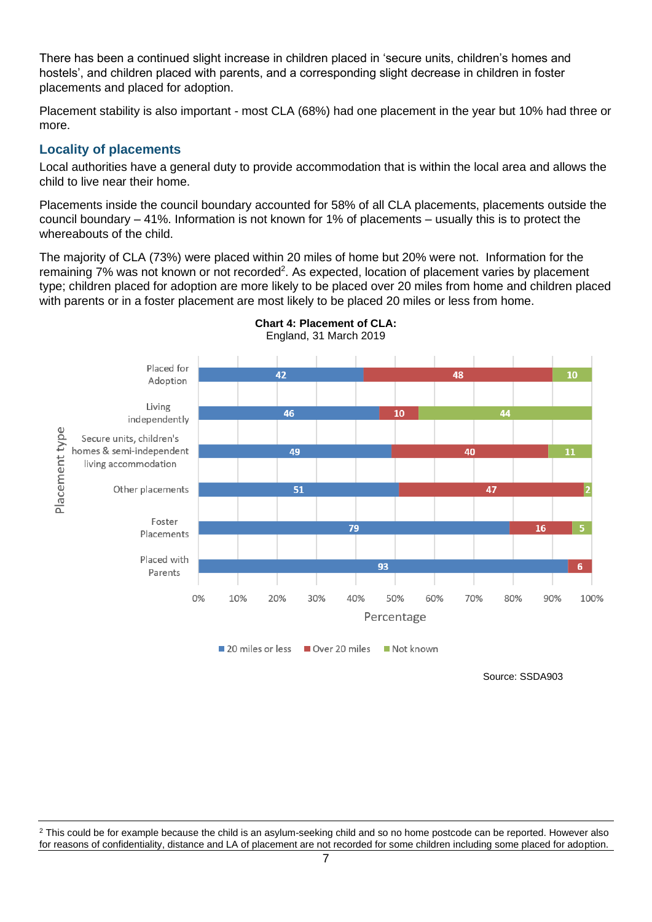There has been a continued slight increase in children placed in 'secure units, children's homes and hostels', and children placed with parents, and a corresponding slight decrease in children in foster placements and placed for adoption.

Placement stability is also important - most CLA (68%) had one placement in the year but 10% had three or more.

## Locality of placements

Local authorities have a general duty to provide accommodation that is within the local area and allows the child to live near their home.

Placements inside the council boundary accounted for 58% of all CLA placements, placements outside the council boundary – 41%. Information is not known for 1% of placements – usually this is to protect the whereabouts of the child.

The majority of CLA (73%) were placed within 20 miles of home but 20% were not. Information for the remaining 7% was not known or not recorded[2]. As expected, location of placement varies by placement type; children placed for adoption are more likely to be placed over 20 miles from home and children placed with parents or in a foster placement are most likely to be placed 20 miles or less from home.

**Chart 4: Placement of CLA:**
England, 31 March 2019

| Placement type | 20 miles or less | Over 20 miles | Not known |
|---|---|---|---|
| Placed for Adoption | 42 | 48 | 10 |
| Living independently | 46 | 10 | 44 |
| Secure units, children's homes & semi-independent living accommodation | 49 | 40 | 11 |
| Other placements | 51 | 47 | 2 |
| Foster Placements | 79 | 16 | 5 |
| Placed with Parents | 93 | 6 | |

Percentage

Source: SSDA903

---

[2] This could be for example because the child is an asylum-seeking child and so no home postcode can be reported. However also for reasons of confidentiality, distance and LA of placement are not recorded for some children including some placed for adoption.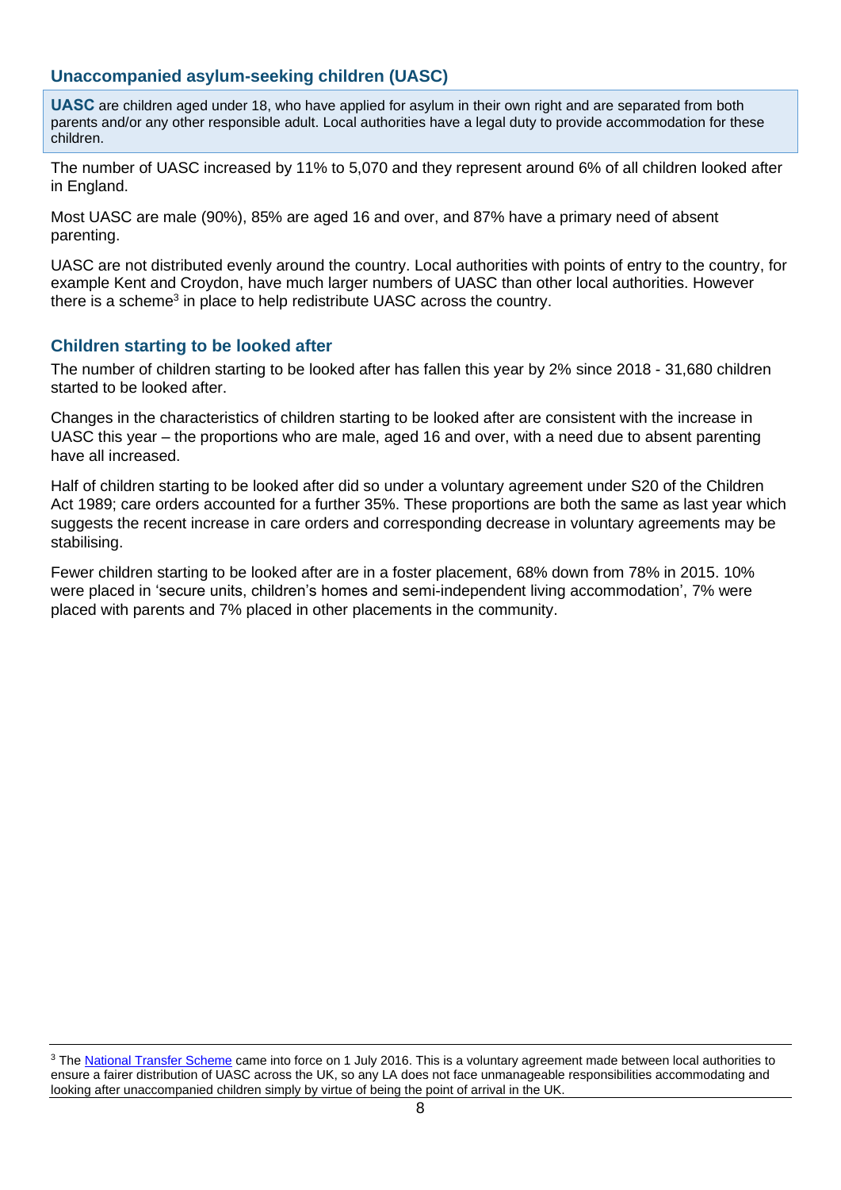## Unaccompanied asylum-seeking children (UASC)

**UASC** are children aged under 18, who have applied for asylum in their own right and are separated from both parents and/or any other responsible adult. Local authorities have a legal duty to provide accommodation for these children.

The number of UASC increased by 11% to 5,070 and they represent around 6% of all children looked after in England.

Most UASC are male (90%), 85% are aged 16 and over, and 87% have a primary need of absent parenting.

UASC are not distributed evenly around the country. Local authorities with points of entry to the country, for example Kent and Croydon, have much larger numbers of UASC than other local authorities. However there is a scheme[3] in place to help redistribute UASC across the country.

## Children starting to be looked after

The number of children starting to be looked after has fallen this year by 2% since 2018 - 31,680 children started to be looked after.

Changes in the characteristics of children starting to be looked after are consistent with the increase in UASC this year – the proportions who are male, aged 16 and over, with a need due to absent parenting have all increased.

Half of children starting to be looked after did so under a voluntary agreement under S20 of the Children Act 1989; care orders accounted for a further 35%. These proportions are both the same as last year which suggests the recent increase in care orders and corresponding decrease in voluntary agreements may be stabilising.

Fewer children starting to be looked after are in a foster placement, 68% down from 78% in 2015. 10% were placed in 'secure units, children's homes and semi-independent living accommodation', 7% were placed with parents and 7% placed in other placements in the community.

---

[3] The National Transfer Scheme came into force on 1 July 2016. This is a voluntary agreement made between local authorities to ensure a fairer distribution of UASC across the UK, so any LA does not face unmanageable responsibilities accommodating and looking after unaccompanied children simply by virtue of being the point of arrival in the UK.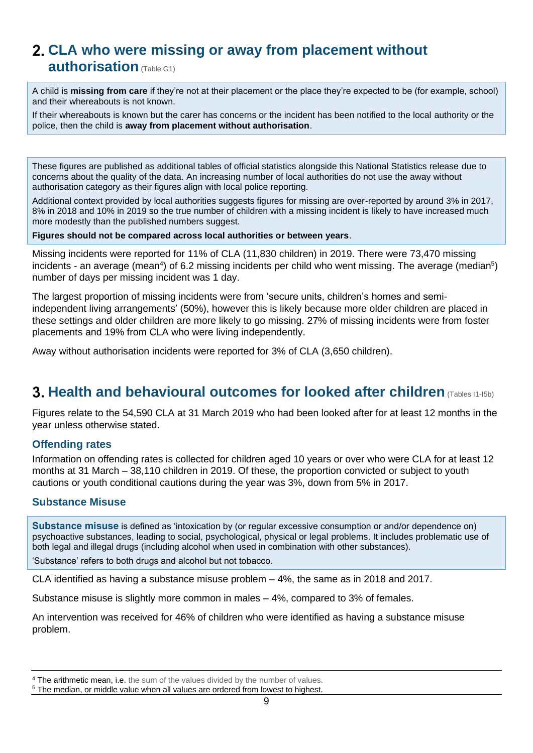## 2. CLA who were missing or away from placement without authorisation (Table G1)

A child is **missing from care** if they're not at their placement or the place they're expected to be (for example, school) and their whereabouts is not known.

If their whereabouts is known but the carer has concerns or the incident has been notified to the local authority or the police, then the child is **away from placement without authorisation**.

These figures are published as additional tables of official statistics alongside this National Statistics release due to concerns about the quality of the data. An increasing number of local authorities do not use the away without authorisation category as their figures align with local police reporting.

Additional context provided by local authorities suggests figures for missing are over-reported by around 3% in 2017, 8% in 2018 and 10% in 2019 so the true number of children with a missing incident is likely to have increased much more modestly than the published numbers suggest.

**Figures should not be compared across local authorities or between years**.

Missing incidents were reported for 11% of CLA (11,830 children) in 2019. There were 73,470 missing incidents - an average (mean[4]) of 6.2 missing incidents per child who went missing. The average (median[5]) number of days per missing incident was 1 day.

The largest proportion of missing incidents were from 'secure units, children's homes and semi-independent living arrangements' (50%), however this is likely because more older children are placed in these settings and older children are more likely to go missing. 27% of missing incidents were from foster placements and 19% from CLA who were living independently.

Away without authorisation incidents were reported for 3% of CLA (3,650 children).

## 3. Health and behavioural outcomes for looked after children (Tables I1-I5b)

Figures relate to the 54,590 CLA at 31 March 2019 who had been looked after for at least 12 months in the year unless otherwise stated.

### Offending rates

Information on offending rates is collected for children aged 10 years or over who were CLA for at least 12 months at 31 March – 38,110 children in 2019. Of these, the proportion convicted or subject to youth cautions or youth conditional cautions during the year was 3%, down from 5% in 2017.

### Substance Misuse

**Substance misuse** is defined as 'intoxication by (or regular excessive consumption or and/or dependence on) psychoactive substances, leading to social, psychological, physical or legal problems. It includes problematic use of both legal and illegal drugs (including alcohol when used in combination with other substances).

'Substance' refers to both drugs and alcohol but not tobacco.

CLA identified as having a substance misuse problem – 4%, the same as in 2018 and 2017.

Substance misuse is slightly more common in males – 4%, compared to 3% of females.

An intervention was received for 46% of children who were identified as having a substance misuse problem.

---

[4] The arithmetic mean, i.e. the sum of the values divided by the number of values.

[5] The median, or middle value when all values are ordered from lowest to highest.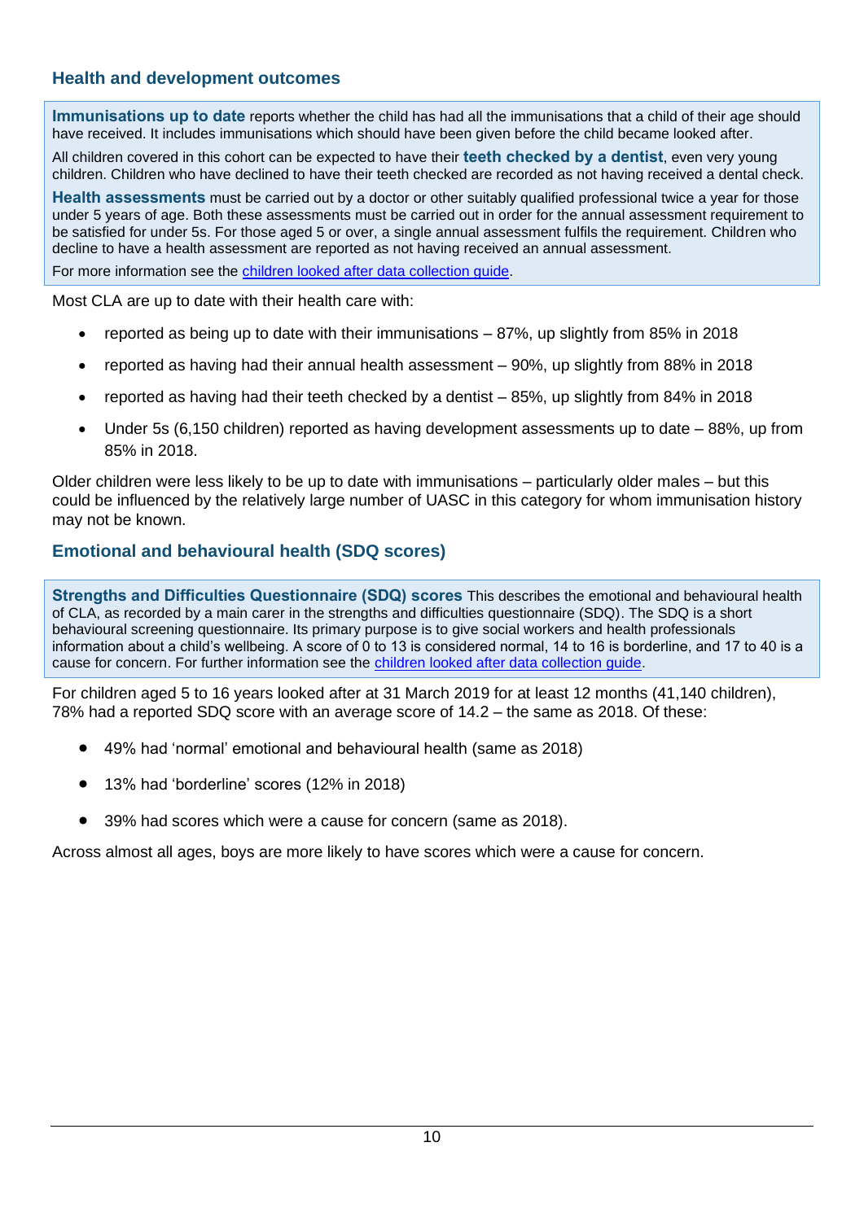## Health and development outcomes

**Immunisations up to date** reports whether the child has had all the immunisations that a child of their age should have received. It includes immunisations which should have been given before the child became looked after.

All children covered in this cohort can be expected to have their **teeth checked by a dentist**, even very young children. Children who have declined to have their teeth checked are recorded as not having received a dental check.

**Health assessments** must be carried out by a doctor or other suitably qualified professional twice a year for those under 5 years of age. Both these assessments must be carried out in order for the annual assessment requirement to be satisfied for under 5s. For those aged 5 or over, a single annual assessment fulfils the requirement. Children who decline to have a health assessment are reported as not having received an annual assessment.

For more information see the children looked after data collection guide.

Most CLA are up to date with their health care with:

- reported as being up to date with their immunisations – 87%, up slightly from 85% in 2018
- reported as having had their annual health assessment – 90%, up slightly from 88% in 2018
- reported as having had their teeth checked by a dentist – 85%, up slightly from 84% in 2018
- Under 5s (6,150 children) reported as having development assessments up to date – 88%, up from 85% in 2018.

Older children were less likely to be up to date with immunisations – particularly older males – but this could be influenced by the relatively large number of UASC in this category for whom immunisation history may not be known.

## Emotional and behavioural health (SDQ scores)

**Strengths and Difficulties Questionnaire (SDQ) scores** This describes the emotional and behavioural health of CLA, as recorded by a main carer in the strengths and difficulties questionnaire (SDQ). The SDQ is a short behavioural screening questionnaire. Its primary purpose is to give social workers and health professionals information about a child's wellbeing. A score of 0 to 13 is considered normal, 14 to 16 is borderline, and 17 to 40 is a cause for concern. For further information see the children looked after data collection guide.

For children aged 5 to 16 years looked after at 31 March 2019 for at least 12 months (41,140 children), 78% had a reported SDQ score with an average score of 14.2 – the same as 2018. Of these:

- 49% had 'normal' emotional and behavioural health (same as 2018)
- 13% had 'borderline' scores (12% in 2018)
- 39% had scores which were a cause for concern (same as 2018).

Across almost all ages, boys are more likely to have scores which were a cause for concern.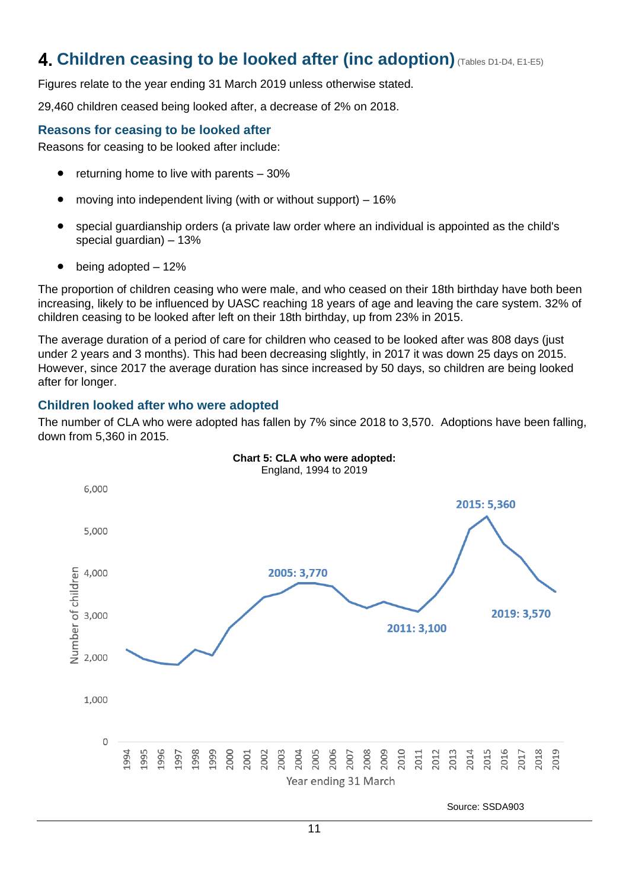# 4. Children ceasing to be looked after (inc adoption) (Tables D1-D4, E1-E5)

Figures relate to the year ending 31 March 2019 unless otherwise stated.

29,460 children ceased being looked after, a decrease of 2% on 2018.

## Reasons for ceasing to be looked after

Reasons for ceasing to be looked after include:

- returning home to live with parents – 30%
- moving into independent living (with or without support) – 16%
- special guardianship orders (a private law order where an individual is appointed as the child's special guardian) – 13%
- being adopted – 12%

The proportion of children ceasing who were male, and who ceased on their 18th birthday have both been increasing, likely to be influenced by UASC reaching 18 years of age and leaving the care system. 32% of children ceasing to be looked after left on their 18th birthday, up from 23% in 2015.

The average duration of a period of care for children who ceased to be looked after was 808 days (just under 2 years and 3 months). This had been decreasing slightly, in 2017 it was down 25 days on 2015. However, since 2017 the average duration has since increased by 50 days, so children are being looked after for longer.

## Children looked after who were adopted

The number of CLA who were adopted has fallen by 7% since 2018 to 3,570. Adoptions have been falling, down from 5,360 in 2015.

**Chart 5: CLA who were adopted:**
England, 1994 to 2019

Chart labels: 2005: 3,770; 2011: 3,100; 2015: 5,360; 2019: 3,570

Y-axis: Number of children (0 to 6,000). X-axis: Year ending 31 March (1994 to 2019).

Source: SSDA903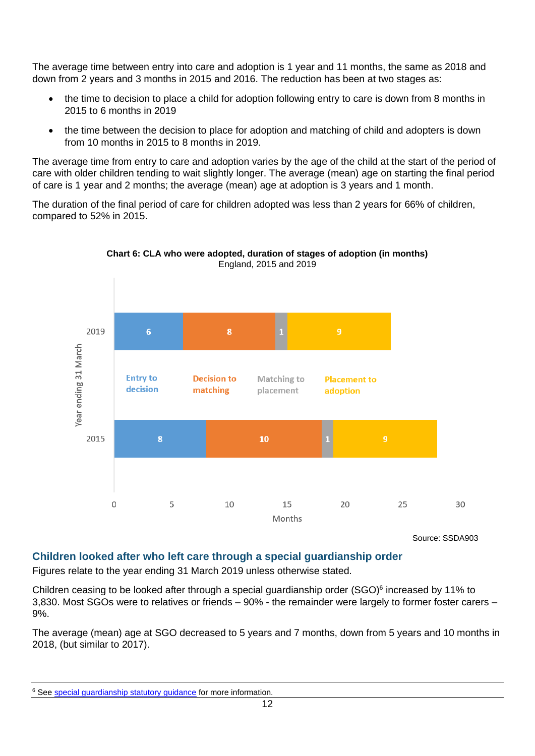The average time between entry into care and adoption is 1 year and 11 months, the same as 2018 and down from 2 years and 3 months in 2015 and 2016. The reduction has been at two stages as:

- the time to decision to place a child for adoption following entry to care is down from 8 months in 2015 to 6 months in 2019
- the time between the decision to place for adoption and matching of child and adopters is down from 10 months in 2015 to 8 months in 2019.

The average time from entry to care and adoption varies by the age of the child at the start of the period of care with older children tending to wait slightly longer. The average (mean) age on starting the final period of care is 1 year and 2 months; the average (mean) age at adoption is 3 years and 1 month.

The duration of the final period of care for children adopted was less than 2 years for 66% of children, compared to 52% in 2015.

**Chart 6: CLA who were adopted, duration of stages of adoption (in months)**
England, 2015 and 2019

| Year ending 31 March | Entry to decision | Decision to matching | Matching to placement | Placement to adoption |
|---|---|---|---|---|
| 2019 | 6 | 8 | 1 | 9 |
| 2015 | 8 | 10 | 1 | 9 |

Source: SSDA903

## Children looked after who left care through a special guardianship order

Figures relate to the year ending 31 March 2019 unless otherwise stated.

Children ceasing to be looked after through a special guardianship order (SGO)[6] increased by 11% to 3,830. Most SGOs were to relatives or friends – 90% - the remainder were largely to former foster carers – 9%.

The average (mean) age at SGO decreased to 5 years and 7 months, down from 5 years and 10 months in 2018, (but similar to 2017).

[6] See special guardianship statutory guidance for more information.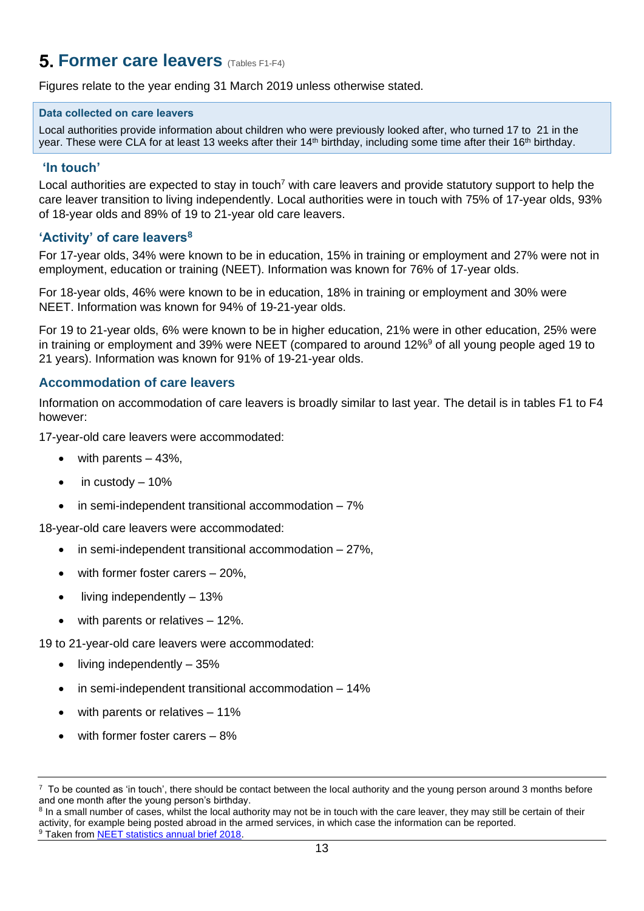# 5. Former care leavers (Tables F1-F4)

Figures relate to the year ending 31 March 2019 unless otherwise stated.

**Data collected on care leavers**

Local authorities provide information about children who were previously looked after, who turned 17 to 21 in the year. These were CLA for at least 13 weeks after their 14th birthday, including some time after their 16th birthday.

### 'In touch'

Local authorities are expected to stay in touch[7] with care leavers and provide statutory support to help the care leaver transition to living independently. Local authorities were in touch with 75% of 17-year olds, 93% of 18-year olds and 89% of 19 to 21-year old care leavers.

### 'Activity' of care leavers[8]

For 17-year olds, 34% were known to be in education, 15% in training or employment and 27% were not in employment, education or training (NEET). Information was known for 76% of 17-year olds.

For 18-year olds, 46% were known to be in education, 18% in training or employment and 30% were NEET. Information was known for 94% of 19-21-year olds.

For 19 to 21-year olds, 6% were known to be in higher education, 21% were in other education, 25% were in training or employment and 39% were NEET (compared to around 12%[9] of all young people aged 19 to 21 years). Information was known for 91% of 19-21-year olds.

### Accommodation of care leavers

Information on accommodation of care leavers is broadly similar to last year. The detail is in tables F1 to F4 however:

17-year-old care leavers were accommodated:

- with parents – 43%,
- in custody – 10%
- in semi-independent transitional accommodation – 7%

18-year-old care leavers were accommodated:

- in semi-independent transitional accommodation – 27%,
- with former foster carers – 20%,
- living independently – 13%
- with parents or relatives – 12%.

19 to 21-year-old care leavers were accommodated:

- living independently – 35%
- in semi-independent transitional accommodation – 14%
- with parents or relatives – 11%
- with former foster carers – 8%

---

[7] To be counted as 'in touch', there should be contact between the local authority and the young person around 3 months before and one month after the young person's birthday.

[8] In a small number of cases, whilst the local authority may not be in touch with the care leaver, they may still be certain of their activity, for example being posted abroad in the armed services, in which case the information can be reported.

[9] Taken from NEET statistics annual brief 2018.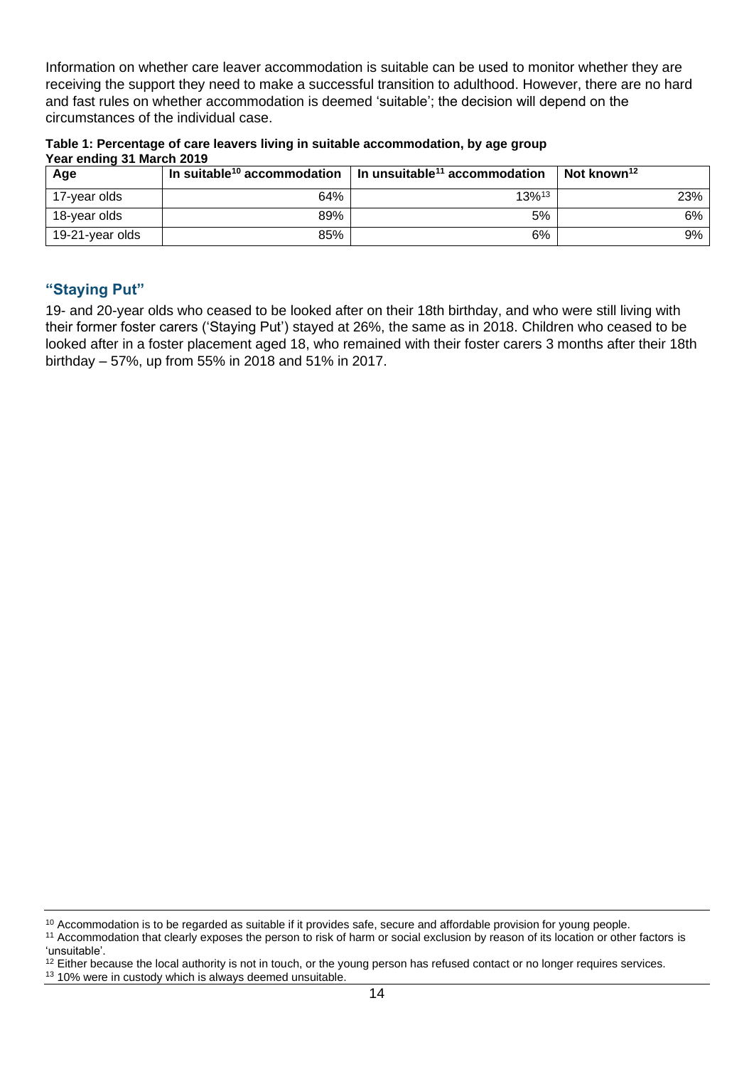Information on whether care leaver accommodation is suitable can be used to monitor whether they are receiving the support they need to make a successful transition to adulthood. However, there are no hard and fast rules on whether accommodation is deemed 'suitable'; the decision will depend on the circumstances of the individual case.

**Table 1: Percentage of care leavers living in suitable accommodation, by age group**
**Year ending 31 March 2019**

| Age | In suitable[10] accommodation | In unsuitable[11] accommodation | Not known[12] |
|---|---|---|---|
| 17-year olds | 64% | 13%[13] | 23% |
| 18-year olds | 89% | 5% | 6% |
| 19-21-year olds | 85% | 6% | 9% |

## "Staying Put"

19- and 20-year olds who ceased to be looked after on their 18th birthday, and who were still living with their former foster carers ('Staying Put') stayed at 26%, the same as in 2018. Children who ceased to be looked after in a foster placement aged 18, who remained with their foster carers 3 months after their 18th birthday – 57%, up from 55% in 2018 and 51% in 2017.

---

[10] Accommodation is to be regarded as suitable if it provides safe, secure and affordable provision for young people.

[11] Accommodation that clearly exposes the person to risk of harm or social exclusion by reason of its location or other factors is 'unsuitable'.

[12] Either because the local authority is not in touch, or the young person has refused contact or no longer requires services.

[13] 10% were in custody which is always deemed unsuitable.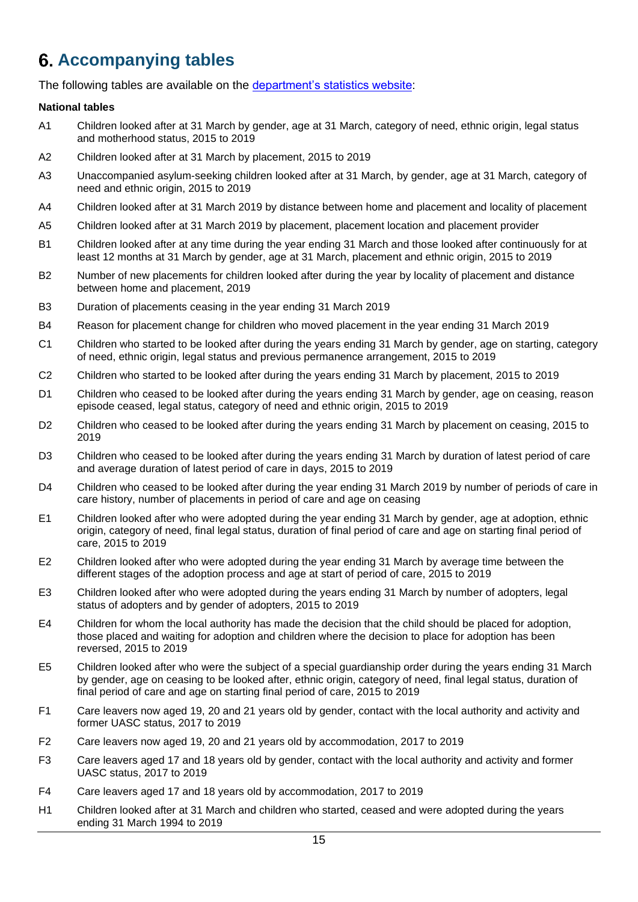# 6. Accompanying tables

The following tables are available on the department's statistics website:

**National tables**

- A1 Children looked after at 31 March by gender, age at 31 March, category of need, ethnic origin, legal status and motherhood status, 2015 to 2019
- A2 Children looked after at 31 March by placement, 2015 to 2019
- A3 Unaccompanied asylum-seeking children looked after at 31 March, by gender, age at 31 March, category of need and ethnic origin, 2015 to 2019
- A4 Children looked after at 31 March 2019 by distance between home and placement and locality of placement
- A5 Children looked after at 31 March 2019 by placement, placement location and placement provider
- B1 Children looked after at any time during the year ending 31 March and those looked after continuously for at least 12 months at 31 March by gender, age at 31 March, placement and ethnic origin, 2015 to 2019
- B2 Number of new placements for children looked after during the year by locality of placement and distance between home and placement, 2019
- B3 Duration of placements ceasing in the year ending 31 March 2019
- B4 Reason for placement change for children who moved placement in the year ending 31 March 2019
- C1 Children who started to be looked after during the years ending 31 March by gender, age on starting, category of need, ethnic origin, legal status and previous permanence arrangement, 2015 to 2019
- C2 Children who started to be looked after during the years ending 31 March by placement, 2015 to 2019
- D1 Children who ceased to be looked after during the years ending 31 March by gender, age on ceasing, reason episode ceased, legal status, category of need and ethnic origin, 2015 to 2019
- D2 Children who ceased to be looked after during the years ending 31 March by placement on ceasing, 2015 to 2019
- D3 Children who ceased to be looked after during the years ending 31 March by duration of latest period of care and average duration of latest period of care in days, 2015 to 2019
- D4 Children who ceased to be looked after during the year ending 31 March 2019 by number of periods of care in care history, number of placements in period of care and age on ceasing
- E1 Children looked after who were adopted during the year ending 31 March by gender, age at adoption, ethnic origin, category of need, final legal status, duration of final period of care and age on starting final period of care, 2015 to 2019
- E2 Children looked after who were adopted during the year ending 31 March by average time between the different stages of the adoption process and age at start of period of care, 2015 to 2019
- E3 Children looked after who were adopted during the years ending 31 March by number of adopters, legal status of adopters and by gender of adopters, 2015 to 2019
- E4 Children for whom the local authority has made the decision that the child should be placed for adoption, those placed and waiting for adoption and children where the decision to place for adoption has been reversed, 2015 to 2019
- E5 Children looked after who were the subject of a special guardianship order during the years ending 31 March by gender, age on ceasing to be looked after, ethnic origin, category of need, final legal status, duration of final period of care and age on starting final period of care, 2015 to 2019
- F1 Care leavers now aged 19, 20 and 21 years old by gender, contact with the local authority and activity and former UASC status, 2017 to 2019
- F2 Care leavers now aged 19, 20 and 21 years old by accommodation, 2017 to 2019
- F3 Care leavers aged 17 and 18 years old by gender, contact with the local authority and activity and former UASC status, 2017 to 2019
- F4 Care leavers aged 17 and 18 years old by accommodation, 2017 to 2019
- H1 Children looked after at 31 March and children who started, ceased and were adopted during the years ending 31 March 1994 to 2019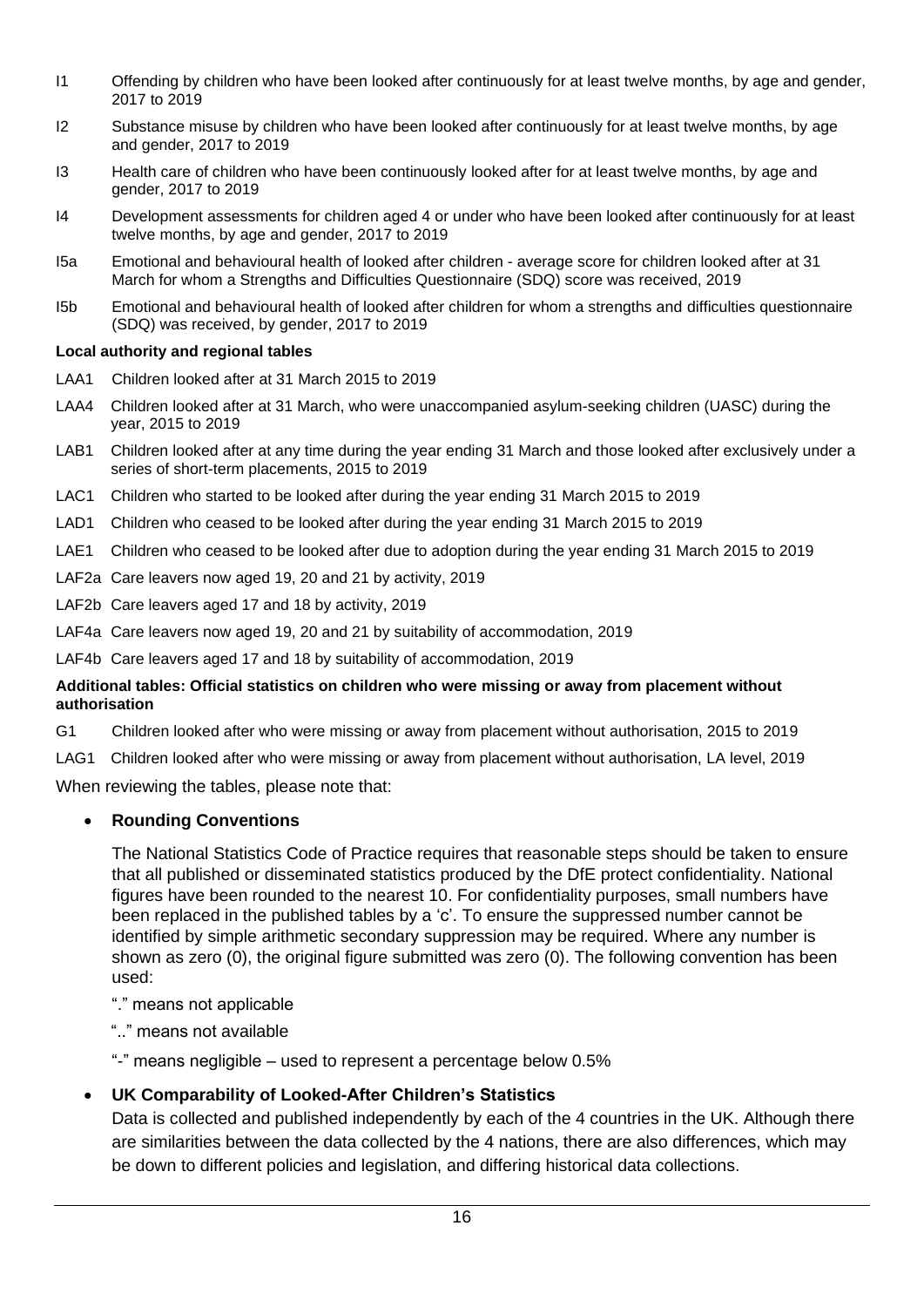I1 Offending by children who have been looked after continuously for at least twelve months, by age and gender, 2017 to 2019

I2 Substance misuse by children who have been looked after continuously for at least twelve months, by age and gender, 2017 to 2019

I3 Health care of children who have been continuously looked after for at least twelve months, by age and gender, 2017 to 2019

I4 Development assessments for children aged 4 or under who have been looked after continuously for at least twelve months, by age and gender, 2017 to 2019

I5a Emotional and behavioural health of looked after children - average score for children looked after at 31 March for whom a Strengths and Difficulties Questionnaire (SDQ) score was received, 2019

I5b Emotional and behavioural health of looked after children for whom a strengths and difficulties questionnaire (SDQ) was received, by gender, 2017 to 2019

**Local authority and regional tables**

LAA1 Children looked after at 31 March 2015 to 2019

LAA4 Children looked after at 31 March, who were unaccompanied asylum-seeking children (UASC) during the year, 2015 to 2019

LAB1 Children looked after at any time during the year ending 31 March and those looked after exclusively under a series of short-term placements, 2015 to 2019

LAC1 Children who started to be looked after during the year ending 31 March 2015 to 2019

LAD1 Children who ceased to be looked after during the year ending 31 March 2015 to 2019

LAE1 Children who ceased to be looked after due to adoption during the year ending 31 March 2015 to 2019

LAF2a Care leavers now aged 19, 20 and 21 by activity, 2019

LAF2b Care leavers aged 17 and 18 by activity, 2019

LAF4a Care leavers now aged 19, 20 and 21 by suitability of accommodation, 2019

LAF4b Care leavers aged 17 and 18 by suitability of accommodation, 2019

**Additional tables: Official statistics on children who were missing or away from placement without authorisation**

G1 Children looked after who were missing or away from placement without authorisation, 2015 to 2019

LAG1 Children looked after who were missing or away from placement without authorisation, LA level, 2019

When reviewing the tables, please note that:

- **Rounding Conventions**

  The National Statistics Code of Practice requires that reasonable steps should be taken to ensure that all published or disseminated statistics produced by the DfE protect confidentiality. National figures have been rounded to the nearest 10. For confidentiality purposes, small numbers have been replaced in the published tables by a 'c'. To ensure the suppressed number cannot be identified by simple arithmetic secondary suppression may be required. Where any number is shown as zero (0), the original figure submitted was zero (0). The following convention has been used:

  "." means not applicable

  ".." means not available

  "-" means negligible – used to represent a percentage below 0.5%

- **UK Comparability of Looked-After Children's Statistics**

  Data is collected and published independently by each of the 4 countries in the UK. Although there are similarities between the data collected by the 4 nations, there are also differences, which may be down to different policies and legislation, and differing historical data collections.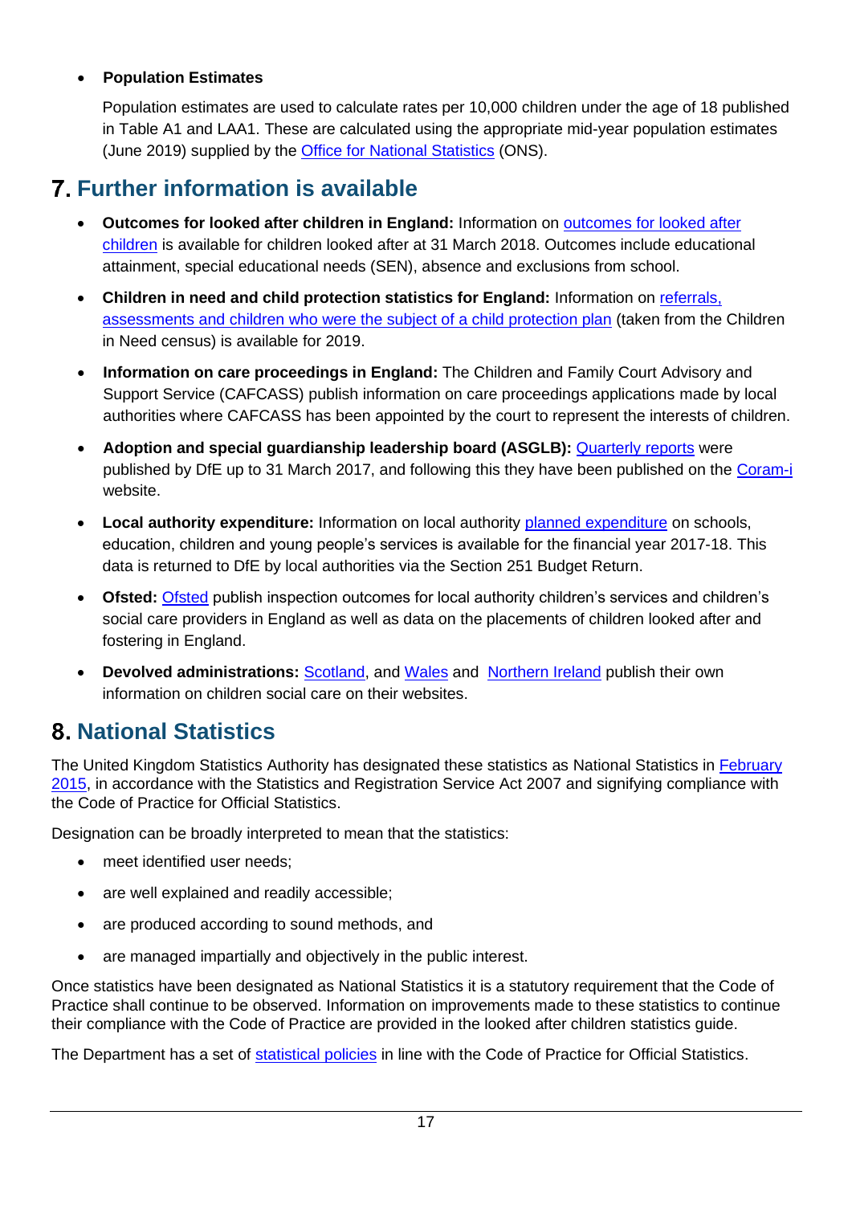- **Population Estimates**

  Population estimates are used to calculate rates per 10,000 children under the age of 18 published in Table A1 and LAA1. These are calculated using the appropriate mid-year population estimates (June 2019) supplied by the Office for National Statistics (ONS).

## 7. Further information is available

- **Outcomes for looked after children in England:** Information on outcomes for looked after children is available for children looked after at 31 March 2018. Outcomes include educational attainment, special educational needs (SEN), absence and exclusions from school.

- **Children in need and child protection statistics for England:** Information on referrals, assessments and children who were the subject of a child protection plan (taken from the Children in Need census) is available for 2019.

- **Information on care proceedings in England:** The Children and Family Court Advisory and Support Service (CAFCASS) publish information on care proceedings applications made by local authorities where CAFCASS has been appointed by the court to represent the interests of children.

- **Adoption and special guardianship leadership board (ASGLB):** Quarterly reports were published by DfE up to 31 March 2017, and following this they have been published on the Coram-i website.

- **Local authority expenditure:** Information on local authority planned expenditure on schools, education, children and young people's services is available for the financial year 2017-18. This data is returned to DfE by local authorities via the Section 251 Budget Return.

- **Ofsted:** Ofsted publish inspection outcomes for local authority children's services and children's social care providers in England as well as data on the placements of children looked after and fostering in England.

- **Devolved administrations:** Scotland, and Wales and Northern Ireland publish their own information on children social care on their websites.

## 8. National Statistics

The United Kingdom Statistics Authority has designated these statistics as National Statistics in February 2015, in accordance with the Statistics and Registration Service Act 2007 and signifying compliance with the Code of Practice for Official Statistics.

Designation can be broadly interpreted to mean that the statistics:

- meet identified user needs;
- are well explained and readily accessible;
- are produced according to sound methods, and
- are managed impartially and objectively in the public interest.

Once statistics have been designated as National Statistics it is a statutory requirement that the Code of Practice shall continue to be observed. Information on improvements made to these statistics to continue their compliance with the Code of Practice are provided in the looked after children statistics guide.

The Department has a set of statistical policies in line with the Code of Practice for Official Statistics.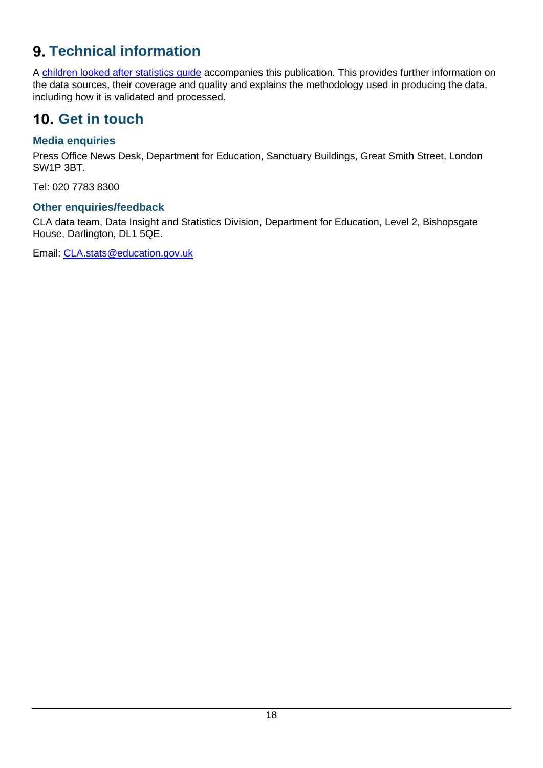# 9. Technical information

A children looked after statistics guide accompanies this publication. This provides further information on the data sources, their coverage and quality and explains the methodology used in producing the data, including how it is validated and processed.

# 10. Get in touch

### Media enquiries

Press Office News Desk, Department for Education, Sanctuary Buildings, Great Smith Street, London SW1P 3BT.

Tel: 020 7783 8300

### Other enquiries/feedback

CLA data team, Data Insight and Statistics Division, Department for Education, Level 2, Bishopsgate House, Darlington, DL1 5QE.

Email: CLA.stats@education.gov.uk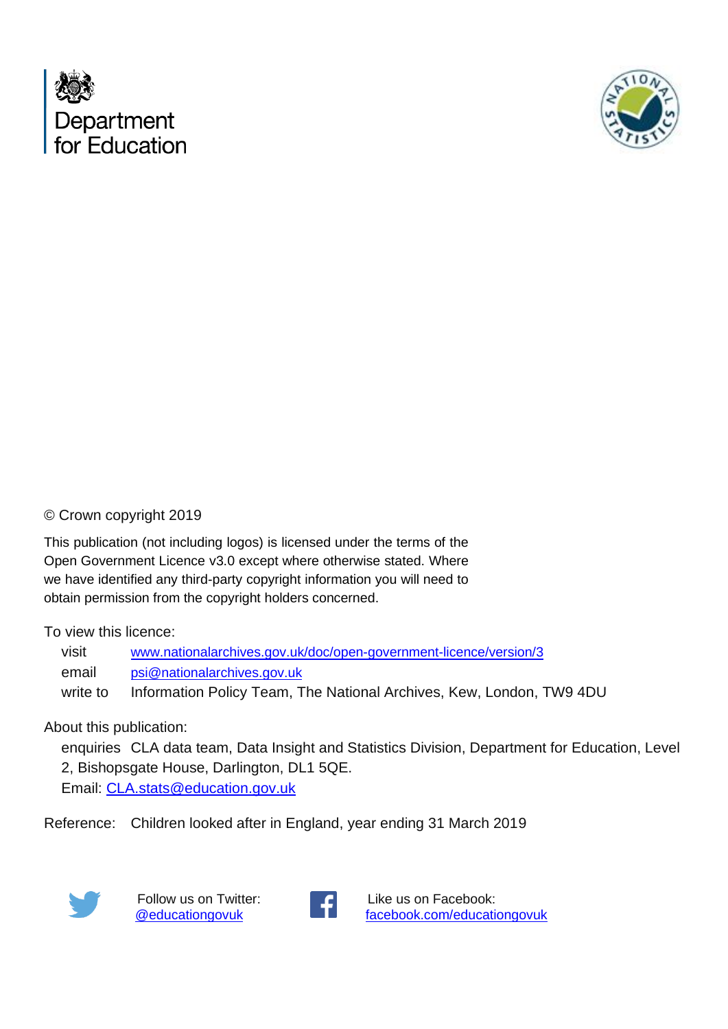Department for Education

© Crown copyright 2019

This publication (not including logos) is licensed under the terms of the Open Government Licence v3.0 except where otherwise stated. Where we have identified any third-party copyright information you will need to obtain permission from the copyright holders concerned.

To view this licence:

visit www.nationalarchives.gov.uk/doc/open-government-licence/version/3
email psi@nationalarchives.gov.uk
write to Information Policy Team, The National Archives, Kew, London, TW9 4DU

About this publication:

enquiries CLA data team, Data Insight and Statistics Division, Department for Education, Level 2, Bishopsgate House, Darlington, DL1 5QE.
Email: CLA.stats@education.gov.uk

Reference: Children looked after in England, year ending 31 March 2019

Follow us on Twitter: @educationgovuk

Like us on Facebook: facebook.com/educationgovuk